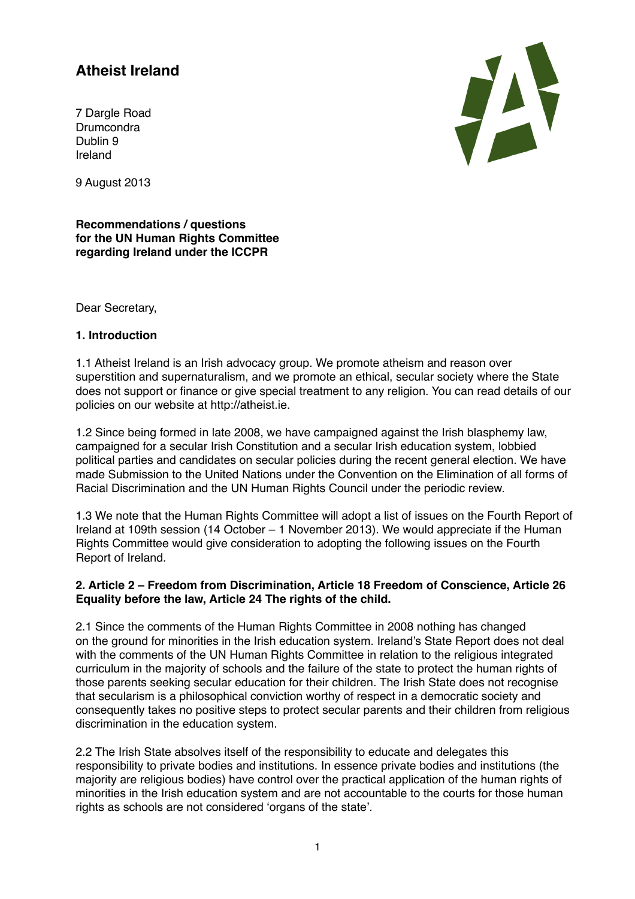# Atheist Ireland

7 Dargle Road
Drumcondra
Dublin 9
Ireland

9 August 2013

**Recommendations / questions for the UN Human Rights Committee regarding Ireland under the ICCPR**

Dear Secretary,

## 1. Introduction

1.1 Atheist Ireland is an Irish advocacy group. We promote atheism and reason over superstition and supernaturalism, and we promote an ethical, secular society where the State does not support or finance or give special treatment to any religion. You can read details of our policies on our website at http://atheist.ie.

1.2 Since being formed in late 2008, we have campaigned against the Irish blasphemy law, campaigned for a secular Irish Constitution and a secular Irish education system, lobbied political parties and candidates on secular policies during the recent general election. We have made Submission to the United Nations under the Convention on the Elimination of all forms of Racial Discrimination and the UN Human Rights Council under the periodic review.

1.3 We note that the Human Rights Committee will adopt a list of issues on the Fourth Report of Ireland at 109th session (14 October – 1 November 2013). We would appreciate if the Human Rights Committee would give consideration to adopting the following issues on the Fourth Report of Ireland.

## 2. Article 2 – Freedom from Discrimination, Article 18 Freedom of Conscience, Article 26 Equality before the law, Article 24 The rights of the child.

2.1 Since the comments of the Human Rights Committee in 2008 nothing has changed on the ground for minorities in the Irish education system. Ireland's State Report does not deal with the comments of the UN Human Rights Committee in relation to the religious integrated curriculum in the majority of schools and the failure of the state to protect the human rights of those parents seeking secular education for their children. The Irish State does not recognise that secularism is a philosophical conviction worthy of respect in a democratic society and consequently takes no positive steps to protect secular parents and their children from religious discrimination in the education system.

2.2 The Irish State absolves itself of the responsibility to educate and delegates this responsibility to private bodies and institutions. In essence private bodies and institutions (the majority are religious bodies) have control over the practical application of the human rights of minorities in the Irish education system and are not accountable to the courts for those human rights as schools are not considered 'organs of the state'.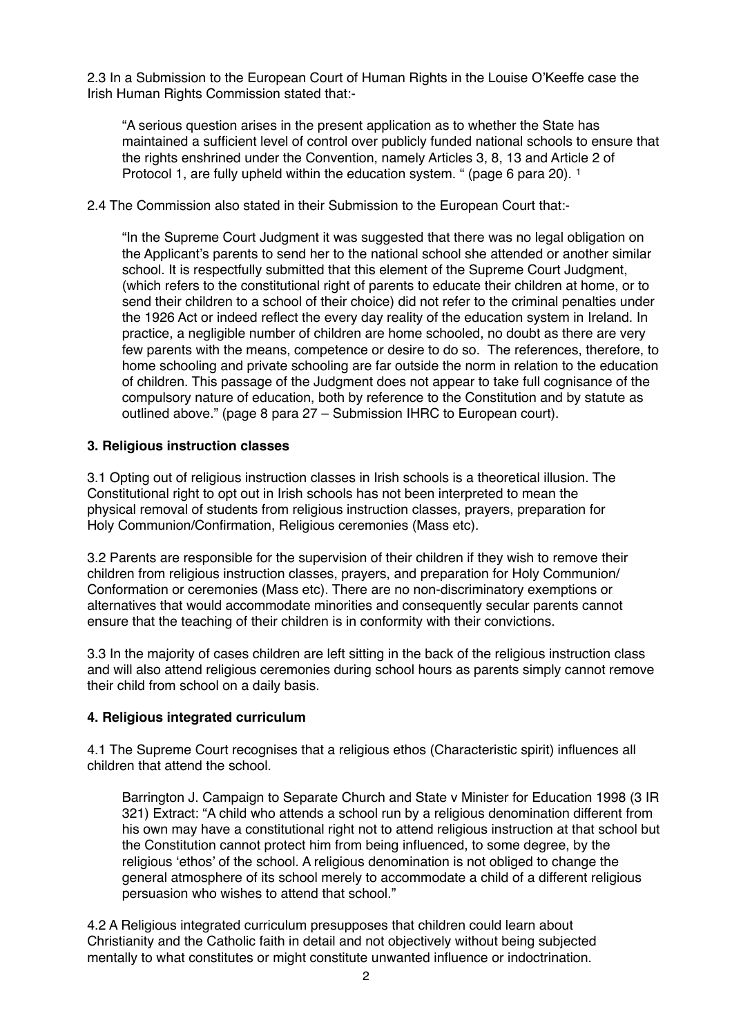2.3 In a Submission to the European Court of Human Rights in the Louise O'Keeffe case the Irish Human Rights Commission stated that:-

> "A serious question arises in the present application as to whether the State has maintained a sufficient level of control over publicly funded national schools to ensure that the rights enshrined under the Convention, namely Articles 3, 8, 13 and Article 2 of Protocol 1, are fully upheld within the education system. " (page 6 para 20). [1]

2.4 The Commission also stated in their Submission to the European Court that:-

> "In the Supreme Court Judgment it was suggested that there was no legal obligation on the Applicant's parents to send her to the national school she attended or another similar school. It is respectfully submitted that this element of the Supreme Court Judgment, (which refers to the constitutional right of parents to educate their children at home, or to send their children to a school of their choice) did not refer to the criminal penalties under the 1926 Act or indeed reflect the every day reality of the education system in Ireland. In practice, a negligible number of children are home schooled, no doubt as there are very few parents with the means, competence or desire to do so. The references, therefore, to home schooling and private schooling are far outside the norm in relation to the education of children. This passage of the Judgment does not appear to take full cognisance of the compulsory nature of education, both by reference to the Constitution and by statute as outlined above." (page 8 para 27 – Submission IHRC to European court).

### 3. Religious instruction classes

3.1 Opting out of religious instruction classes in Irish schools is a theoretical illusion. The Constitutional right to opt out in Irish schools has not been interpreted to mean the physical removal of students from religious instruction classes, prayers, preparation for Holy Communion/Confirmation, Religious ceremonies (Mass etc).

3.2 Parents are responsible for the supervision of their children if they wish to remove their children from religious instruction classes, prayers, and preparation for Holy Communion/ Conformation or ceremonies (Mass etc). There are no non-discriminatory exemptions or alternatives that would accommodate minorities and consequently secular parents cannot ensure that the teaching of their children is in conformity with their convictions.

3.3 In the majority of cases children are left sitting in the back of the religious instruction class and will also attend religious ceremonies during school hours as parents simply cannot remove their child from school on a daily basis.

### 4. Religious integrated curriculum

4.1 The Supreme Court recognises that a religious ethos (Characteristic spirit) influences all children that attend the school.

> Barrington J. Campaign to Separate Church and State v Minister for Education 1998 (3 IR 321) Extract: "A child who attends a school run by a religious denomination different from his own may have a constitutional right not to attend religious instruction at that school but the Constitution cannot protect him from being influenced, to some degree, by the religious 'ethos' of the school. A religious denomination is not obliged to change the general atmosphere of its school merely to accommodate a child of a different religious persuasion who wishes to attend that school."

4.2 A Religious integrated curriculum presupposes that children could learn about Christianity and the Catholic faith in detail and not objectively without being subjected mentally to what constitutes or might constitute unwanted influence or indoctrination.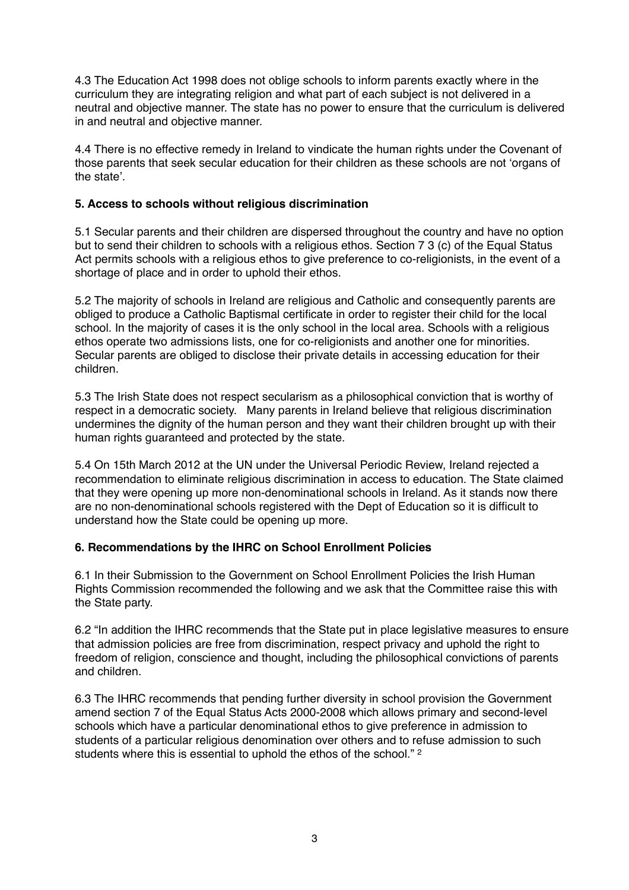4.3 The Education Act 1998 does not oblige schools to inform parents exactly where in the curriculum they are integrating religion and what part of each subject is not delivered in a neutral and objective manner. The state has no power to ensure that the curriculum is delivered in and neutral and objective manner.

4.4 There is no effective remedy in Ireland to vindicate the human rights under the Covenant of those parents that seek secular education for their children as these schools are not 'organs of the state'.

**5. Access to schools without religious discrimination**

5.1 Secular parents and their children are dispersed throughout the country and have no option but to send their children to schools with a religious ethos. Section 7 3 (c) of the Equal Status Act permits schools with a religious ethos to give preference to co-religionists, in the event of a shortage of place and in order to uphold their ethos.

5.2 The majority of schools in Ireland are religious and Catholic and consequently parents are obliged to produce a Catholic Baptismal certificate in order to register their child for the local school. In the majority of cases it is the only school in the local area. Schools with a religious ethos operate two admissions lists, one for co-religionists and another one for minorities. Secular parents are obliged to disclose their private details in accessing education for their children.

5.3 The Irish State does not respect secularism as a philosophical conviction that is worthy of respect in a democratic society. Many parents in Ireland believe that religious discrimination undermines the dignity of the human person and they want their children brought up with their human rights guaranteed and protected by the state.

5.4 On 15th March 2012 at the UN under the Universal Periodic Review, Ireland rejected a recommendation to eliminate religious discrimination in access to education. The State claimed that they were opening up more non-denominational schools in Ireland. As it stands now there are no non-denominational schools registered with the Dept of Education so it is difficult to understand how the State could be opening up more.

**6. Recommendations by the IHRC on School Enrollment Policies**

6.1 In their Submission to the Government on School Enrollment Policies the Irish Human Rights Commission recommended the following and we ask that the Committee raise this with the State party.

6.2 "In addition the IHRC recommends that the State put in place legislative measures to ensure that admission policies are free from discrimination, respect privacy and uphold the right to freedom of religion, conscience and thought, including the philosophical convictions of parents and children.

6.3 The IHRC recommends that pending further diversity in school provision the Government amend section 7 of the Equal Status Acts 2000-2008 which allows primary and second-level schools which have a particular denominational ethos to give preference in admission to students of a particular religious denomination over others and to refuse admission to such students where this is essential to uphold the ethos of the school." [2]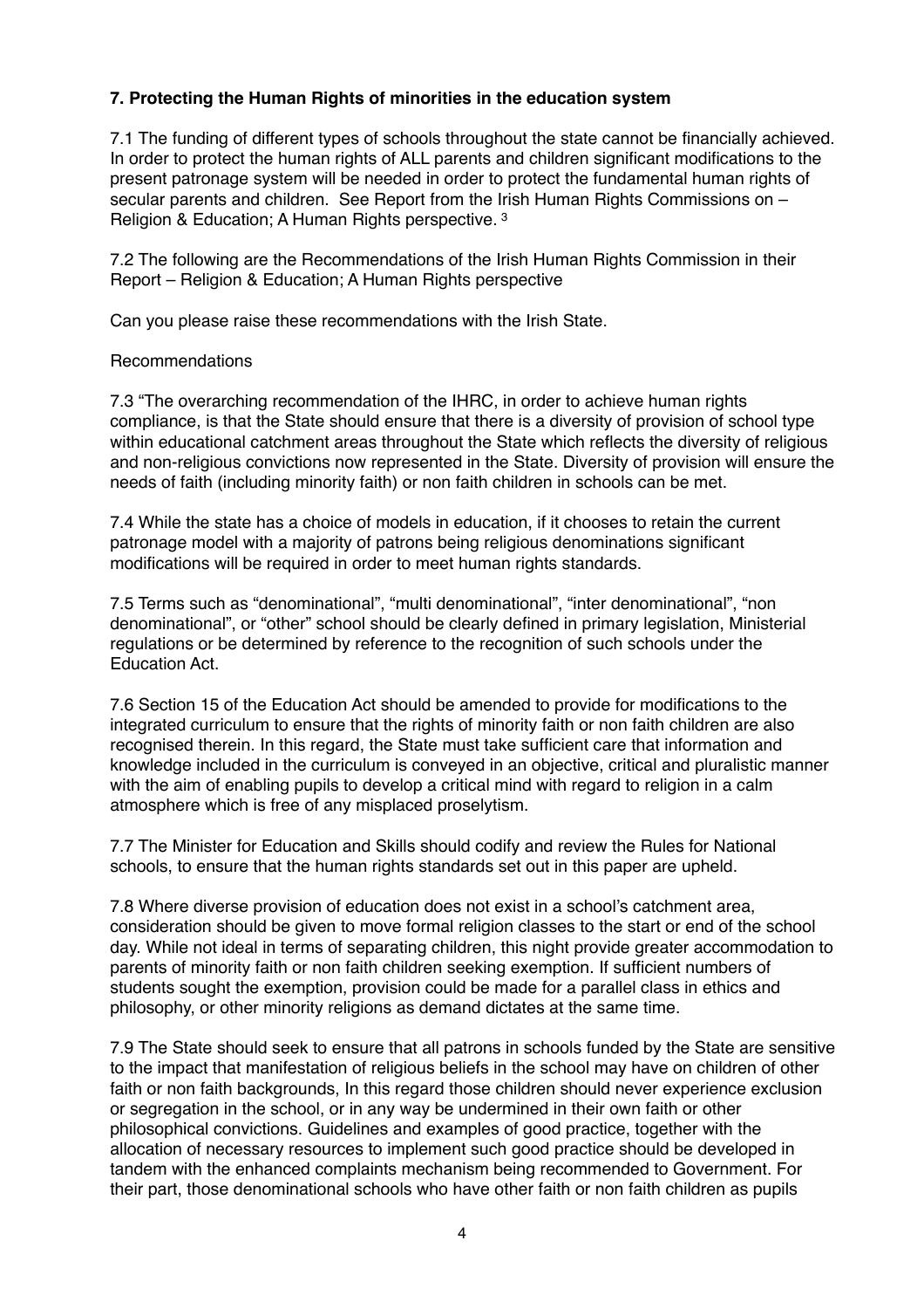**7. Protecting the Human Rights of minorities in the education system**

7.1 The funding of different types of schools throughout the state cannot be financially achieved. In order to protect the human rights of ALL parents and children significant modifications to the present patronage system will be needed in order to protect the fundamental human rights of secular parents and children. See Report from the Irish Human Rights Commissions on – Religion & Education; A Human Rights perspective. [3]

7.2 The following are the Recommendations of the Irish Human Rights Commission in their Report – Religion & Education; A Human Rights perspective

Can you please raise these recommendations with the Irish State.

Recommendations

7.3 "The overarching recommendation of the IHRC, in order to achieve human rights compliance, is that the State should ensure that there is a diversity of provision of school type within educational catchment areas throughout the State which reflects the diversity of religious and non-religious convictions now represented in the State. Diversity of provision will ensure the needs of faith (including minority faith) or non faith children in schools can be met.

7.4 While the state has a choice of models in education, if it chooses to retain the current patronage model with a majority of patrons being religious denominations significant modifications will be required in order to meet human rights standards.

7.5 Terms such as "denominational", "multi denominational", "inter denominational", "non denominational", or "other" school should be clearly defined in primary legislation, Ministerial regulations or be determined by reference to the recognition of such schools under the Education Act.

7.6 Section 15 of the Education Act should be amended to provide for modifications to the integrated curriculum to ensure that the rights of minority faith or non faith children are also recognised therein. In this regard, the State must take sufficient care that information and knowledge included in the curriculum is conveyed in an objective, critical and pluralistic manner with the aim of enabling pupils to develop a critical mind with regard to religion in a calm atmosphere which is free of any misplaced proselytism.

7.7 The Minister for Education and Skills should codify and review the Rules for National schools, to ensure that the human rights standards set out in this paper are upheld.

7.8 Where diverse provision of education does not exist in a school's catchment area, consideration should be given to move formal religion classes to the start or end of the school day. While not ideal in terms of separating children, this night provide greater accommodation to parents of minority faith or non faith children seeking exemption. If sufficient numbers of students sought the exemption, provision could be made for a parallel class in ethics and philosophy, or other minority religions as demand dictates at the same time.

7.9 The State should seek to ensure that all patrons in schools funded by the State are sensitive to the impact that manifestation of religious beliefs in the school may have on children of other faith or non faith backgrounds, In this regard those children should never experience exclusion or segregation in the school, or in any way be undermined in their own faith or other philosophical convictions. Guidelines and examples of good practice, together with the allocation of necessary resources to implement such good practice should be developed in tandem with the enhanced complaints mechanism being recommended to Government. For their part, those denominational schools who have other faith or non faith children as pupils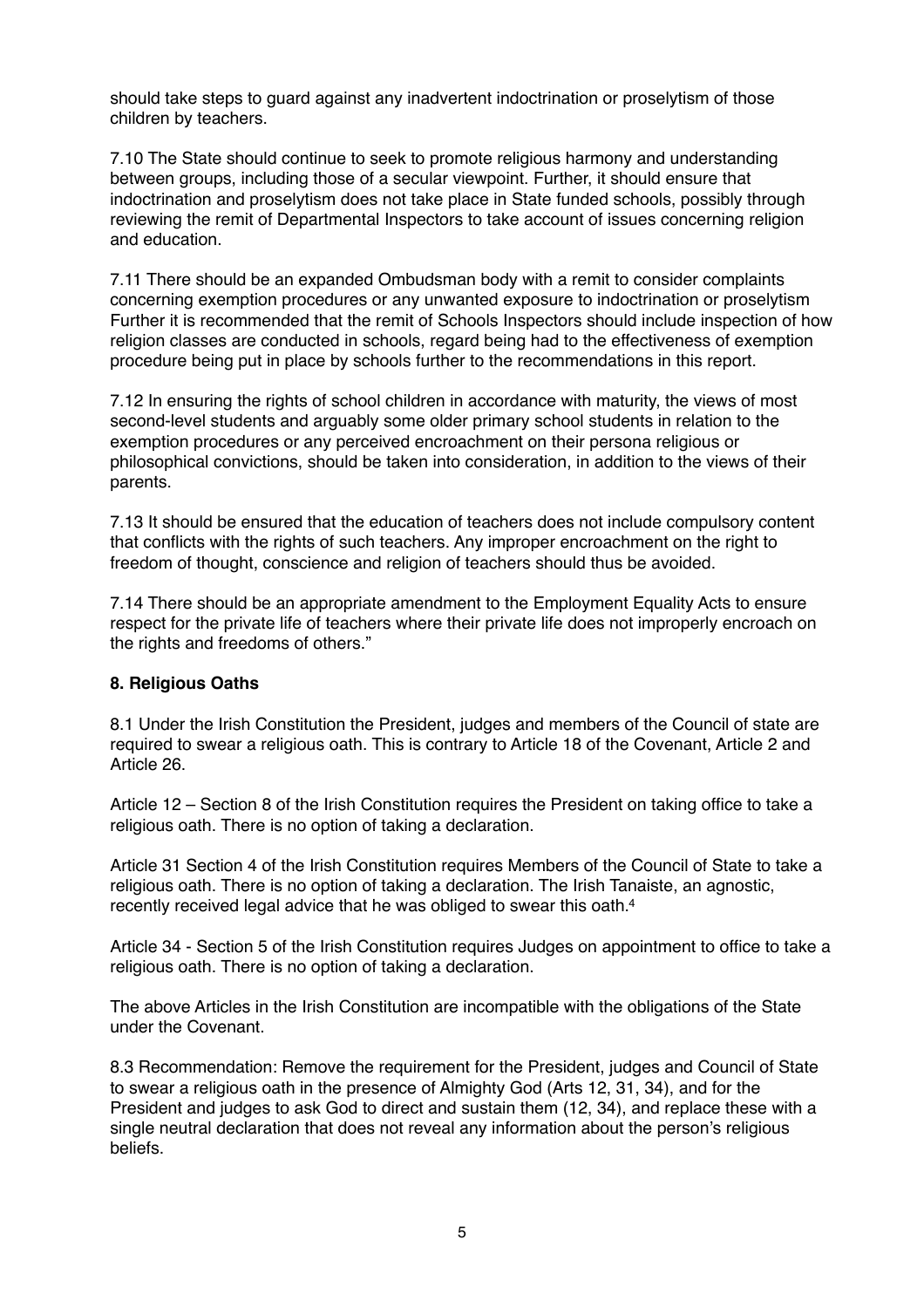should take steps to guard against any inadvertent indoctrination or proselytism of those children by teachers.

7.10 The State should continue to seek to promote religious harmony and understanding between groups, including those of a secular viewpoint. Further, it should ensure that indoctrination and proselytism does not take place in State funded schools, possibly through reviewing the remit of Departmental Inspectors to take account of issues concerning religion and education.

7.11 There should be an expanded Ombudsman body with a remit to consider complaints concerning exemption procedures or any unwanted exposure to indoctrination or proselytism Further it is recommended that the remit of Schools Inspectors should include inspection of how religion classes are conducted in schools, regard being had to the effectiveness of exemption procedure being put in place by schools further to the recommendations in this report.

7.12 In ensuring the rights of school children in accordance with maturity, the views of most second-level students and arguably some older primary school students in relation to the exemption procedures or any perceived encroachment on their persona religious or philosophical convictions, should be taken into consideration, in addition to the views of their parents.

7.13 It should be ensured that the education of teachers does not include compulsory content that conflicts with the rights of such teachers. Any improper encroachment on the right to freedom of thought, conscience and religion of teachers should thus be avoided.

7.14 There should be an appropriate amendment to the Employment Equality Acts to ensure respect for the private life of teachers where their private life does not improperly encroach on the rights and freedoms of others."

## 8. Religious Oaths

8.1 Under the Irish Constitution the President, judges and members of the Council of state are required to swear a religious oath. This is contrary to Article 18 of the Covenant, Article 2 and Article 26.

Article 12 – Section 8 of the Irish Constitution requires the President on taking office to take a religious oath. There is no option of taking a declaration.

Article 31 Section 4 of the Irish Constitution requires Members of the Council of State to take a religious oath. There is no option of taking a declaration. The Irish Tanaiste, an agnostic, recently received legal advice that he was obliged to swear this oath.[4]

Article 34 - Section 5 of the Irish Constitution requires Judges on appointment to office to take a religious oath. There is no option of taking a declaration.

The above Articles in the Irish Constitution are incompatible with the obligations of the State under the Covenant.

8.3 Recommendation: Remove the requirement for the President, judges and Council of State to swear a religious oath in the presence of Almighty God (Arts 12, 31, 34), and for the President and judges to ask God to direct and sustain them (12, 34), and replace these with a single neutral declaration that does not reveal any information about the person's religious beliefs.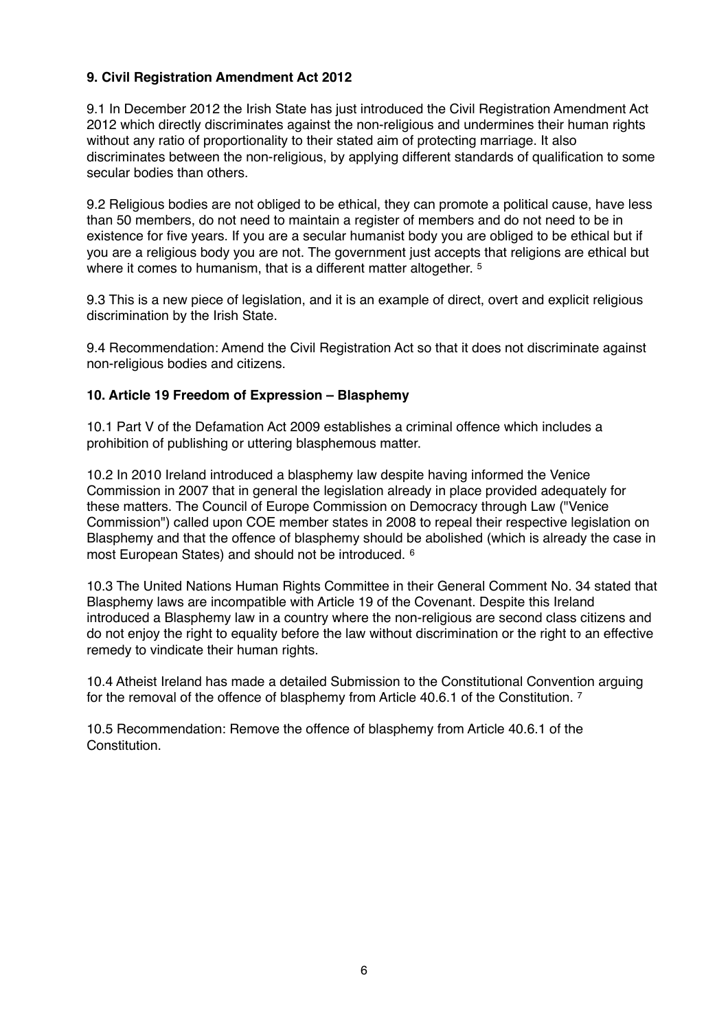**9. Civil Registration Amendment Act 2012**

9.1 In December 2012 the Irish State has just introduced the Civil Registration Amendment Act 2012 which directly discriminates against the non-religious and undermines their human rights without any ratio of proportionality to their stated aim of protecting marriage. It also discriminates between the non-religious, by applying different standards of qualification to some secular bodies than others.

9.2 Religious bodies are not obliged to be ethical, they can promote a political cause, have less than 50 members, do not need to maintain a register of members and do not need to be in existence for five years. If you are a secular humanist body you are obliged to be ethical but if you are a religious body you are not. The government just accepts that religions are ethical but where it comes to humanism, that is a different matter altogether. [5]

9.3 This is a new piece of legislation, and it is an example of direct, overt and explicit religious discrimination by the Irish State.

9.4 Recommendation: Amend the Civil Registration Act so that it does not discriminate against non-religious bodies and citizens.

**10. Article 19 Freedom of Expression – Blasphemy**

10.1 Part V of the Defamation Act 2009 establishes a criminal offence which includes a prohibition of publishing or uttering blasphemous matter.

10.2 In 2010 Ireland introduced a blasphemy law despite having informed the Venice Commission in 2007 that in general the legislation already in place provided adequately for these matters. The Council of Europe Commission on Democracy through Law ("Venice Commission") called upon COE member states in 2008 to repeal their respective legislation on Blasphemy and that the offence of blasphemy should be abolished (which is already the case in most European States) and should not be introduced. [6]

10.3 The United Nations Human Rights Committee in their General Comment No. 34 stated that Blasphemy laws are incompatible with Article 19 of the Covenant. Despite this Ireland introduced a Blasphemy law in a country where the non-religious are second class citizens and do not enjoy the right to equality before the law without discrimination or the right to an effective remedy to vindicate their human rights.

10.4 Atheist Ireland has made a detailed Submission to the Constitutional Convention arguing for the removal of the offence of blasphemy from Article 40.6.1 of the Constitution. [7]

10.5 Recommendation: Remove the offence of blasphemy from Article 40.6.1 of the Constitution.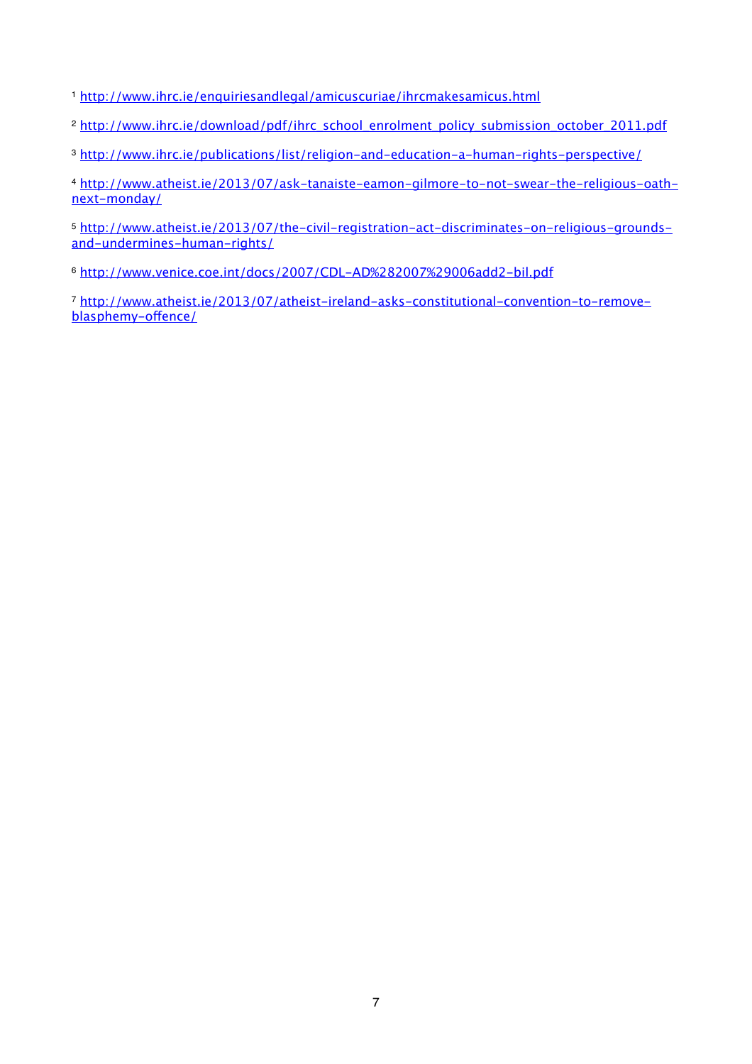[1] http://www.ihrc.ie/enquiriesandlegal/amicuscuriae/ihrcmakesamicus.html

[2] http://www.ihrc.ie/download/pdf/ihrc_school_enrolment_policy_submission_october_2011.pdf

[3] http://www.ihrc.ie/publications/list/religion-and-education-a-human-rights-perspective/

[4] http://www.atheist.ie/2013/07/ask-tanaiste-eamon-gilmore-to-not-swear-the-religious-oath-next-monday/

[5] http://www.atheist.ie/2013/07/the-civil-registration-act-discriminates-on-religious-grounds-and-undermines-human-rights/

[6] http://www.venice.coe.int/docs/2007/CDL-AD%282007%29006add2-bil.pdf

[7] http://www.atheist.ie/2013/07/atheist-ireland-asks-constitutional-convention-to-remove-blasphemy-offence/